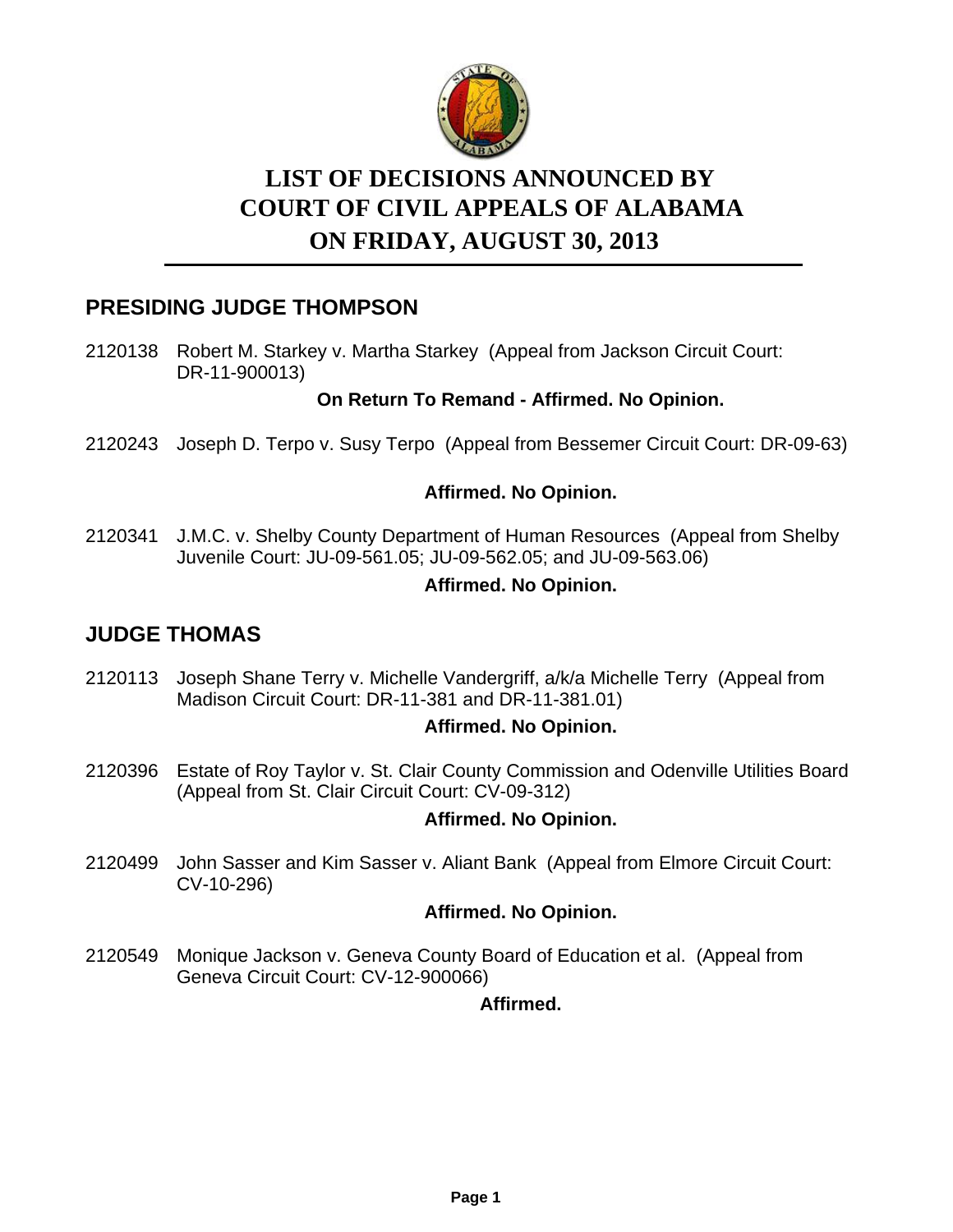# LIST OF DECISIONS ANNOUNCED BY COURT OF CIVIL APPEALS OF ALABAMA ON FRIDAY, AUGUST 30, 2013

## PRESIDING JUDGE THOMPSON

2120138 Robert M. Starkey v. Martha Starkey (Appeal from Jackson Circuit Court: DR-11-900013)

**On Return To Remand - Affirmed. No Opinion.**

2120243 Joseph D. Terpo v. Susy Terpo (Appeal from Bessemer Circuit Court: DR-09-63)

**Affirmed. No Opinion.**

2120341 J.M.C. v. Shelby County Department of Human Resources (Appeal from Shelby Juvenile Court: JU-09-561.05; JU-09-562.05; and JU-09-563.06)

**Affirmed. No Opinion.**

## JUDGE THOMAS

2120113 Joseph Shane Terry v. Michelle Vandergriff, a/k/a Michelle Terry (Appeal from Madison Circuit Court: DR-11-381 and DR-11-381.01)

**Affirmed. No Opinion.**

2120396 Estate of Roy Taylor v. St. Clair County Commission and Odenville Utilities Board (Appeal from St. Clair Circuit Court: CV-09-312)

**Affirmed. No Opinion.**

2120499 John Sasser and Kim Sasser v. Aliant Bank (Appeal from Elmore Circuit Court: CV-10-296)

**Affirmed. No Opinion.**

2120549 Monique Jackson v. Geneva County Board of Education et al. (Appeal from Geneva Circuit Court: CV-12-900066)

**Affirmed.**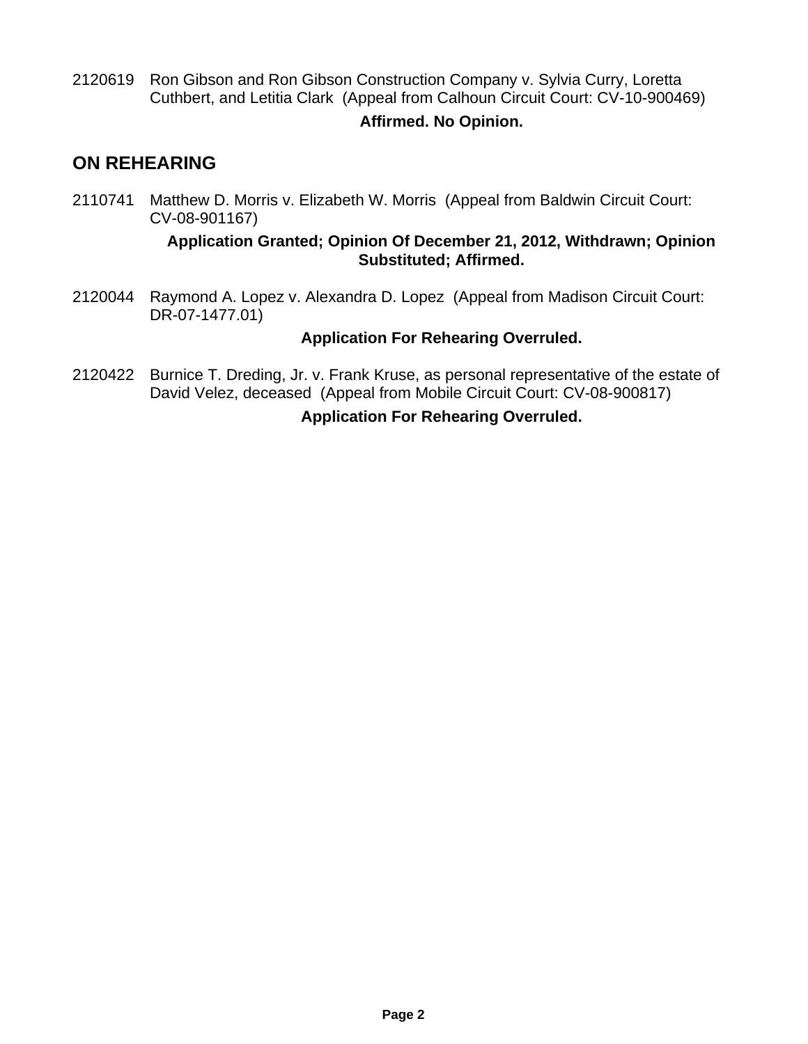2120619 Ron Gibson and Ron Gibson Construction Company v. Sylvia Curry, Loretta Cuthbert, and Letitia Clark (Appeal from Calhoun Circuit Court: CV-10-900469)

**Affirmed. No Opinion.**

## ON REHEARING

2110741 Matthew D. Morris v. Elizabeth W. Morris (Appeal from Baldwin Circuit Court: CV-08-901167)

**Application Granted; Opinion Of December 21, 2012, Withdrawn; Opinion Substituted; Affirmed.**

2120044 Raymond A. Lopez v. Alexandra D. Lopez (Appeal from Madison Circuit Court: DR-07-1477.01)

**Application For Rehearing Overruled.**

2120422 Burnice T. Dreding, Jr. v. Frank Kruse, as personal representative of the estate of David Velez, deceased (Appeal from Mobile Circuit Court: CV-08-900817)

**Application For Rehearing Overruled.**